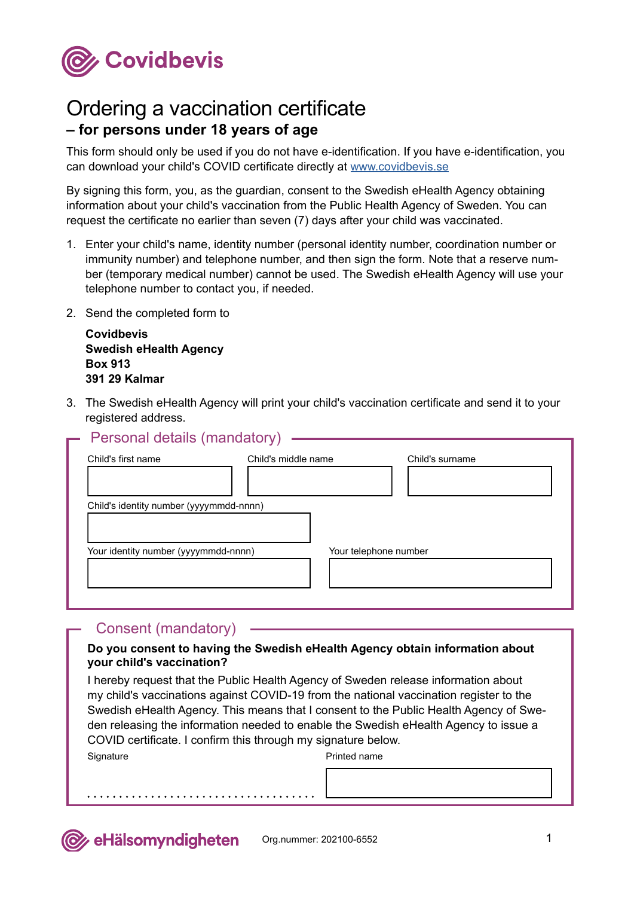Covidbevis

# Ordering a vaccination certificate

## – for persons under 18 years of age

This form should only be used if you do not have e-identification. If you have e-identification, you can download your child's COVID certificate directly at www.covidbevis.se

By signing this form, you, as the guardian, consent to the Swedish eHealth Agency obtaining information about your child's vaccination from the Public Health Agency of Sweden. You can request the certificate no earlier than seven (7) days after your child was vaccinated.

1. Enter your child's name, identity number (personal identity number, coordination number or immunity number) and telephone number, and then sign the form. Note that a reserve number (temporary medical number) cannot be used. The Swedish eHealth Agency will use your telephone number to contact you, if needed.

2. Send the completed form to

   **Covidbevis**
   **Swedish eHealth Agency**
   **Box 913**
   **391 29 Kalmar**

3. The Swedish eHealth Agency will print your child's vaccination certificate and send it to your registered address.

## Personal details (mandatory)

| Child's first name | Child's middle name | Child's surname |
|---|---|---|
| | | |

Child's identity number (yyyymmdd-nnnn)

| Your identity number (yyyymmdd-nnnn) | Your telephone number |
|---|---|
| | |

## Consent (mandatory)

**Do you consent to having the Swedish eHealth Agency obtain information about your child's vaccination?**

I hereby request that the Public Health Agency of Sweden release information about my child's vaccinations against COVID-19 from the national vaccination register to the Swedish eHealth Agency. This means that I consent to the Public Health Agency of Sweden releasing the information needed to enable the Swedish eHealth Agency to issue a COVID certificate. I confirm this through my signature below.

| Signature | Printed name |
|---|---|
| ...................................... | |

eHälsomyndigheten Org.nummer: 202100-6552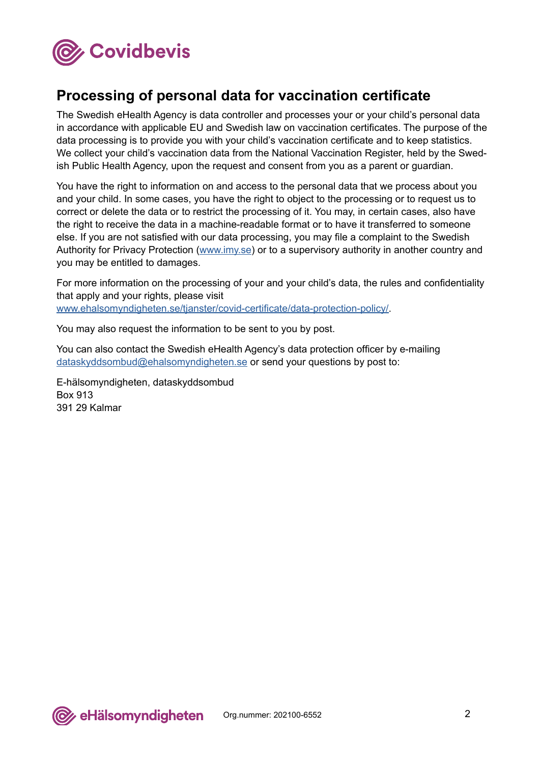# Covidbevis

## Processing of personal data for vaccination certificate

The Swedish eHealth Agency is data controller and processes your or your child's personal data in accordance with applicable EU and Swedish law on vaccination certificates. The purpose of the data processing is to provide you with your child's vaccination certificate and to keep statistics. We collect your child's vaccination data from the National Vaccination Register, held by the Swedish Public Health Agency, upon the request and consent from you as a parent or guardian.

You have the right to information on and access to the personal data that we process about you and your child. In some cases, you have the right to object to the processing or to request us to correct or delete the data or to restrict the processing of it. You may, in certain cases, also have the right to receive the data in a machine-readable format or to have it transferred to someone else. If you are not satisfied with our data processing, you may file a complaint to the Swedish Authority for Privacy Protection (www.imy.se) or to a supervisory authority in another country and you may be entitled to damages.

For more information on the processing of your and your child's data, the rules and confidentiality that apply and your rights, please visit www.ehalsomyndigheten.se/tjanster/covid-certificate/data-protection-policy/.

You may also request the information to be sent to you by post.

You can also contact the Swedish eHealth Agency's data protection officer by e-mailing dataskyddsombud@ehalsomyndigheten.se or send your questions by post to:

E-hälsomyndigheten, dataskyddsombud  
Box 913  
391 29 Kalmar

eHälsomyndigheten Org.nummer: 202100-6552